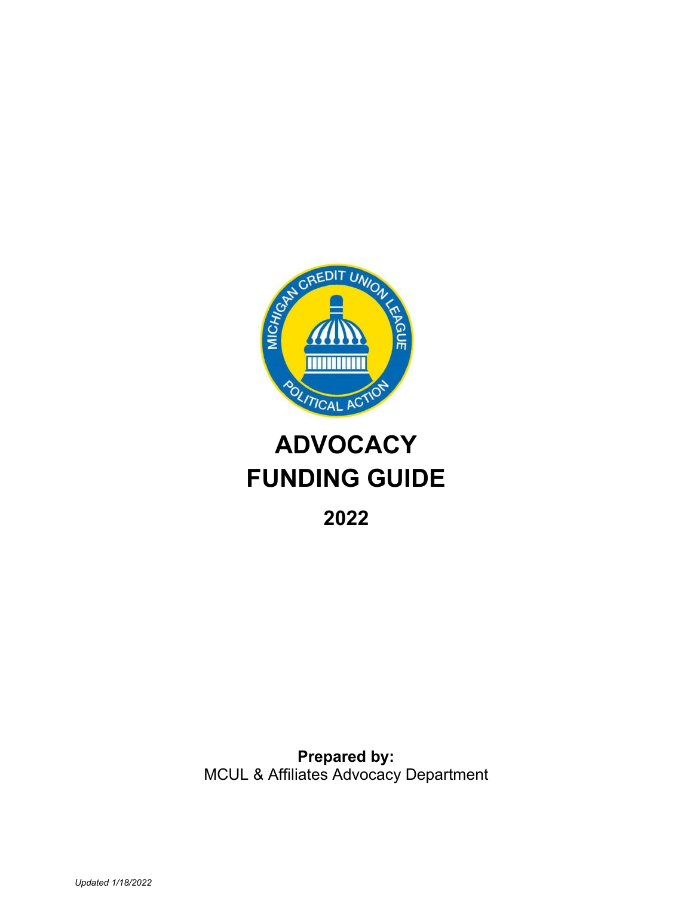# ADVOCACY FUNDING GUIDE

## 2022

**Prepared by:**
MCUL & Affiliates Advocacy Department

*Updated 1/18/2022*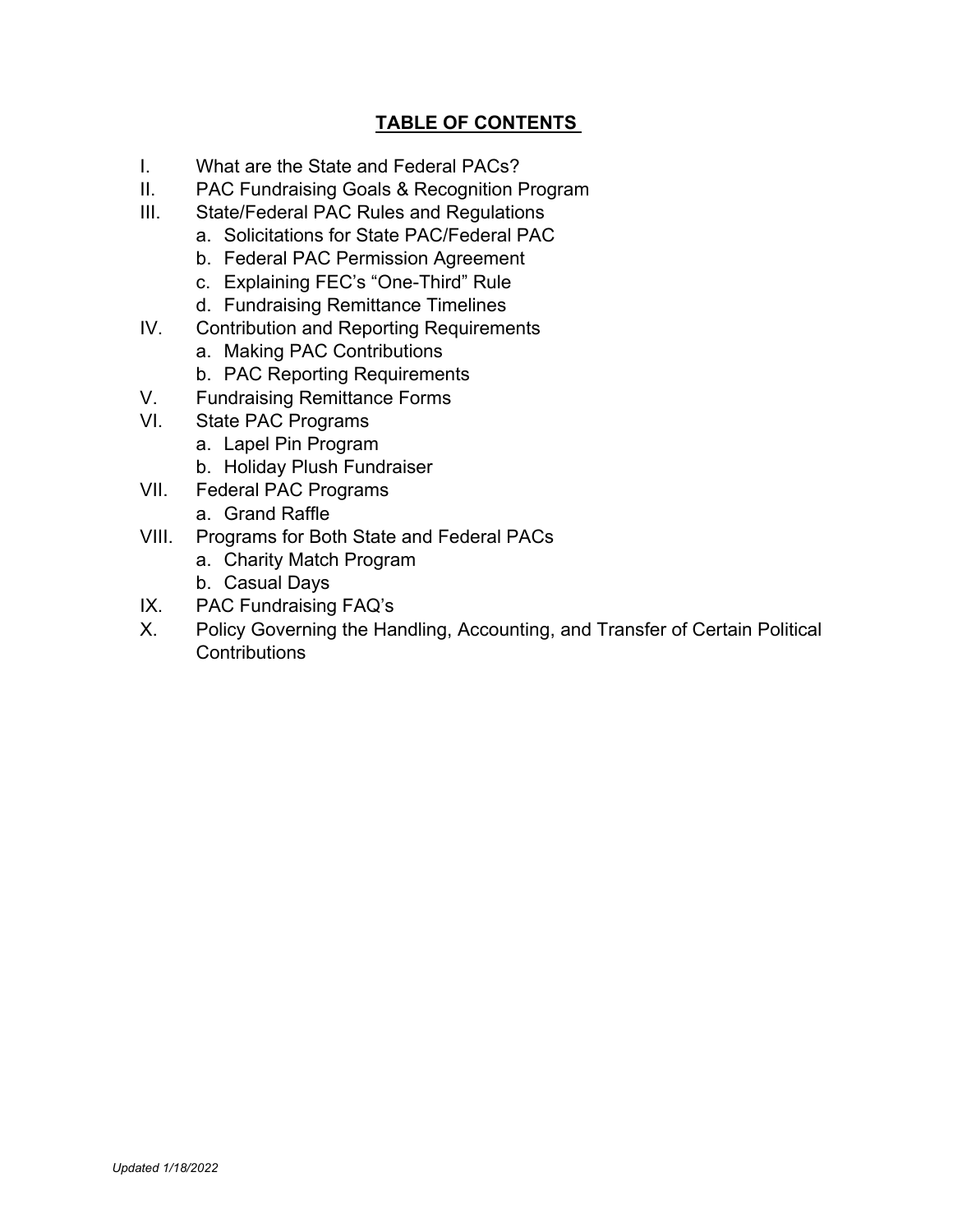## TABLE OF CONTENTS

I. What are the State and Federal PACs?

II. PAC Fundraising Goals & Recognition Program

III. State/Federal PAC Rules and Regulations
   - a. Solicitations for State PAC/Federal PAC
   - b. Federal PAC Permission Agreement
   - c. Explaining FEC's "One-Third" Rule
   - d. Fundraising Remittance Timelines

IV. Contribution and Reporting Requirements
   - a. Making PAC Contributions
   - b. PAC Reporting Requirements

V. Fundraising Remittance Forms

VI. State PAC Programs
   - a. Lapel Pin Program
   - b. Holiday Plush Fundraiser

VII. Federal PAC Programs
   - a. Grand Raffle

VIII. Programs for Both State and Federal PACs
   - a. Charity Match Program
   - b. Casual Days

IX. PAC Fundraising FAQ's

X. Policy Governing the Handling, Accounting, and Transfer of Certain Political Contributions

*Updated 1/18/2022*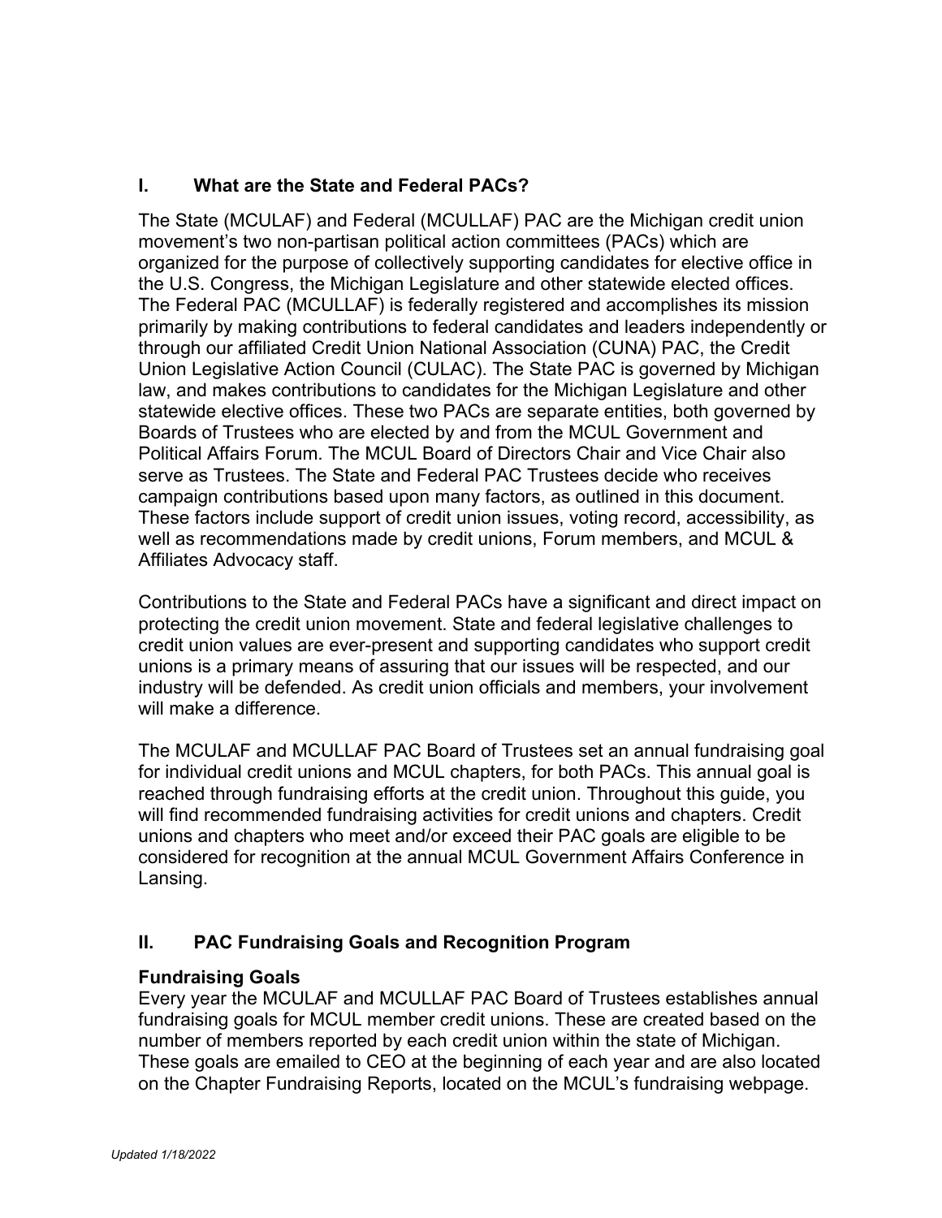## I. What are the State and Federal PACs?

The State (MCULAF) and Federal (MCULLAF) PAC are the Michigan credit union movement's two non-partisan political action committees (PACs) which are organized for the purpose of collectively supporting candidates for elective office in the U.S. Congress, the Michigan Legislature and other statewide elected offices. The Federal PAC (MCULLAF) is federally registered and accomplishes its mission primarily by making contributions to federal candidates and leaders independently or through our affiliated Credit Union National Association (CUNA) PAC, the Credit Union Legislative Action Council (CULAC). The State PAC is governed by Michigan law, and makes contributions to candidates for the Michigan Legislature and other statewide elective offices. These two PACs are separate entities, both governed by Boards of Trustees who are elected by and from the MCUL Government and Political Affairs Forum. The MCUL Board of Directors Chair and Vice Chair also serve as Trustees. The State and Federal PAC Trustees decide who receives campaign contributions based upon many factors, as outlined in this document. These factors include support of credit union issues, voting record, accessibility, as well as recommendations made by credit unions, Forum members, and MCUL & Affiliates Advocacy staff.

Contributions to the State and Federal PACs have a significant and direct impact on protecting the credit union movement. State and federal legislative challenges to credit union values are ever-present and supporting candidates who support credit unions is a primary means of assuring that our issues will be respected, and our industry will be defended. As credit union officials and members, your involvement will make a difference.

The MCULAF and MCULLAF PAC Board of Trustees set an annual fundraising goal for individual credit unions and MCUL chapters, for both PACs. This annual goal is reached through fundraising efforts at the credit union. Throughout this guide, you will find recommended fundraising activities for credit unions and chapters. Credit unions and chapters who meet and/or exceed their PAC goals are eligible to be considered for recognition at the annual MCUL Government Affairs Conference in Lansing.

## II. PAC Fundraising Goals and Recognition Program

### Fundraising Goals

Every year the MCULAF and MCULLAF PAC Board of Trustees establishes annual fundraising goals for MCUL member credit unions. These are created based on the number of members reported by each credit union within the state of Michigan. These goals are emailed to CEO at the beginning of each year and are also located on the Chapter Fundraising Reports, located on the MCUL's fundraising webpage.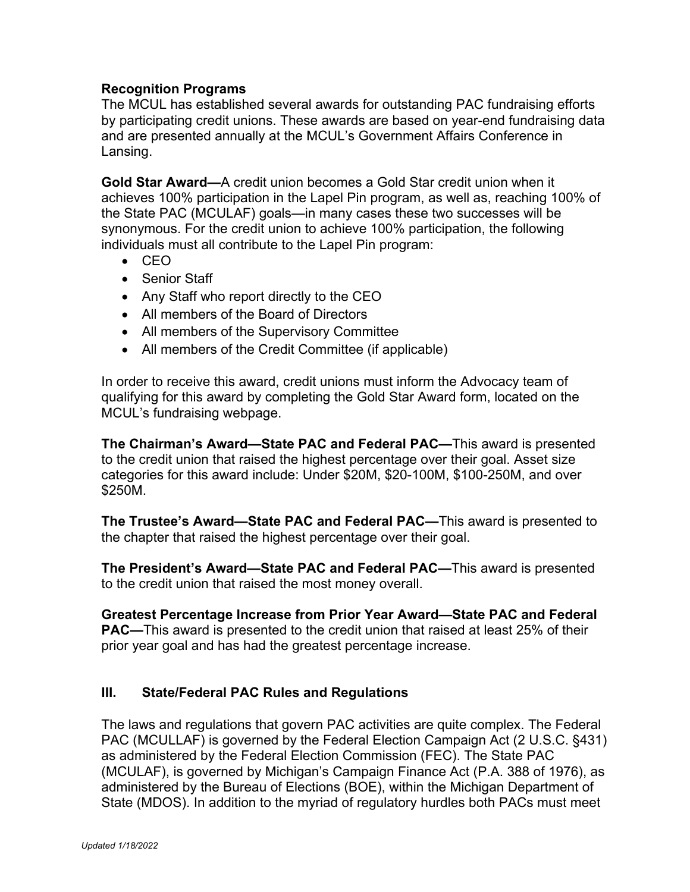**Recognition Programs**
The MCUL has established several awards for outstanding PAC fundraising efforts by participating credit unions. These awards are based on year-end fundraising data and are presented annually at the MCUL's Government Affairs Conference in Lansing.

**Gold Star Award—**A credit union becomes a Gold Star credit union when it achieves 100% participation in the Lapel Pin program, as well as, reaching 100% of the State PAC (MCULAF) goals—in many cases these two successes will be synonymous. For the credit union to achieve 100% participation, the following individuals must all contribute to the Lapel Pin program:

- CEO
- Senior Staff
- Any Staff who report directly to the CEO
- All members of the Board of Directors
- All members of the Supervisory Committee
- All members of the Credit Committee (if applicable)

In order to receive this award, credit unions must inform the Advocacy team of qualifying for this award by completing the Gold Star Award form, located on the MCUL's fundraising webpage.

**The Chairman's Award—State PAC and Federal PAC—**This award is presented to the credit union that raised the highest percentage over their goal. Asset size categories for this award include: Under $20M, $20-100M, $100-250M, and over $250M.

**The Trustee's Award—State PAC and Federal PAC—**This award is presented to the chapter that raised the highest percentage over their goal.

**The President's Award—State PAC and Federal PAC—**This award is presented to the credit union that raised the most money overall.

**Greatest Percentage Increase from Prior Year Award—State PAC and Federal PAC—**This award is presented to the credit union that raised at least 25% of their prior year goal and has had the greatest percentage increase.

## III. State/Federal PAC Rules and Regulations

The laws and regulations that govern PAC activities are quite complex. The Federal PAC (MCULLAF) is governed by the Federal Election Campaign Act (2 U.S.C. §431) as administered by the Federal Election Commission (FEC). The State PAC (MCULAF), is governed by Michigan's Campaign Finance Act (P.A. 388 of 1976), as administered by the Bureau of Elections (BOE), within the Michigan Department of State (MDOS). In addition to the myriad of regulatory hurdles both PACs must meet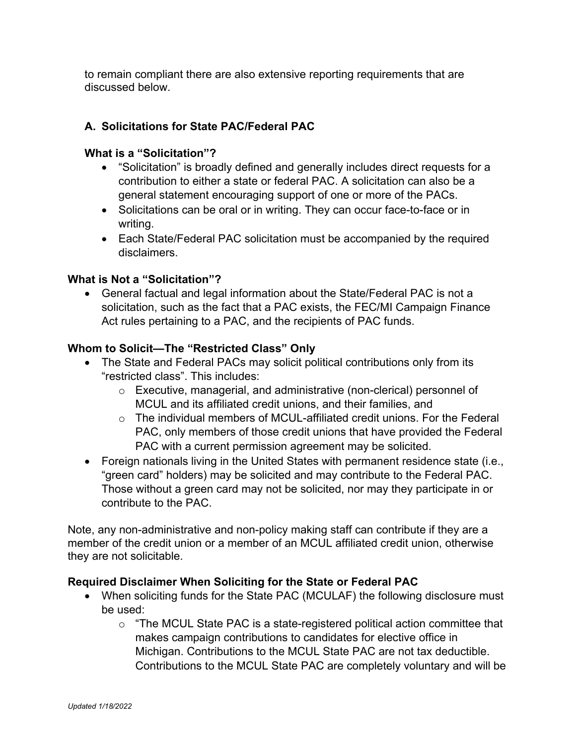to remain compliant there are also extensive reporting requirements that are discussed below.

### A. Solicitations for State PAC/Federal PAC

**What is a "Solicitation"?**

- "Solicitation" is broadly defined and generally includes direct requests for a contribution to either a state or federal PAC. A solicitation can also be a general statement encouraging support of one or more of the PACs.
- Solicitations can be oral or in writing. They can occur face-to-face or in writing.
- Each State/Federal PAC solicitation must be accompanied by the required disclaimers.

**What is Not a "Solicitation"?**

- General factual and legal information about the State/Federal PAC is not a solicitation, such as the fact that a PAC exists, the FEC/MI Campaign Finance Act rules pertaining to a PAC, and the recipients of PAC funds.

**Whom to Solicit—The "Restricted Class" Only**

- The State and Federal PACs may solicit political contributions only from its "restricted class". This includes:
  - Executive, managerial, and administrative (non-clerical) personnel of MCUL and its affiliated credit unions, and their families, and
  - The individual members of MCUL-affiliated credit unions. For the Federal PAC, only members of those credit unions that have provided the Federal PAC with a current permission agreement may be solicited.
- Foreign nationals living in the United States with permanent residence state (i.e., "green card" holders) may be solicited and may contribute to the Federal PAC. Those without a green card may not be solicited, nor may they participate in or contribute to the PAC.

Note, any non-administrative and non-policy making staff can contribute if they are a member of the credit union or a member of an MCUL affiliated credit union, otherwise they are not solicitable.

**Required Disclaimer When Soliciting for the State or Federal PAC**

- When soliciting funds for the State PAC (MCULAF) the following disclosure must be used:
  - "The MCUL State PAC is a state-registered political action committee that makes campaign contributions to candidates for elective office in Michigan. Contributions to the MCUL State PAC are not tax deductible. Contributions to the MCUL State PAC are completely voluntary and will be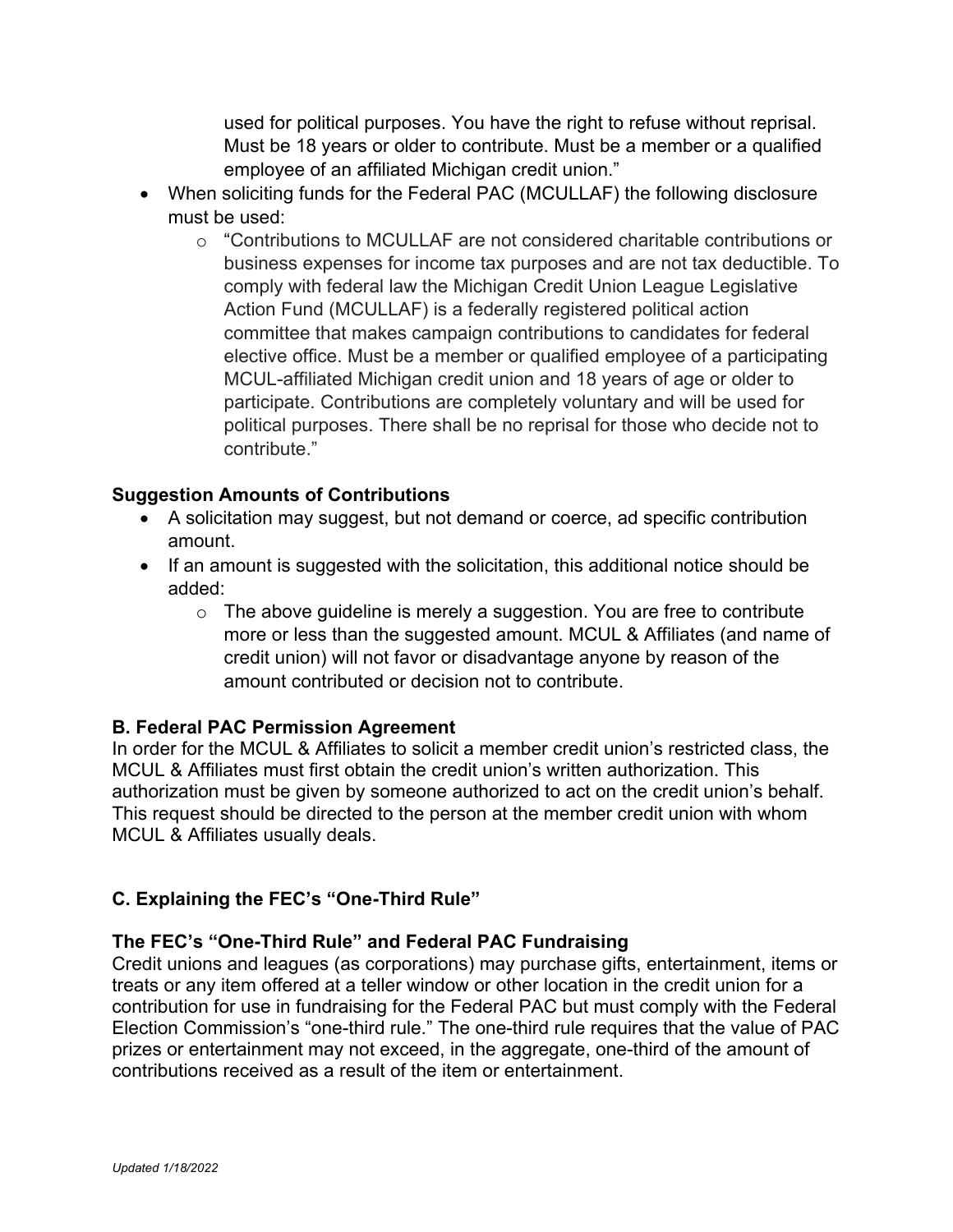used for political purposes. You have the right to refuse without reprisal. Must be 18 years or older to contribute. Must be a member or a qualified employee of an affiliated Michigan credit union."

- When soliciting funds for the Federal PAC (MCULLAF) the following disclosure must be used:
    - "Contributions to MCULLAF are not considered charitable contributions or business expenses for income tax purposes and are not tax deductible. To comply with federal law the Michigan Credit Union League Legislative Action Fund (MCULLAF) is a federally registered political action committee that makes campaign contributions to candidates for federal elective office. Must be a member or qualified employee of a participating MCUL-affiliated Michigan credit union and 18 years of age or older to participate. Contributions are completely voluntary and will be used for political purposes. There shall be no reprisal for those who decide not to contribute."

**Suggestion Amounts of Contributions**

- A solicitation may suggest, but not demand or coerce, ad specific contribution amount.
- If an amount is suggested with the solicitation, this additional notice should be added:
    - The above guideline is merely a suggestion. You are free to contribute more or less than the suggested amount. MCUL & Affiliates (and name of credit union) will not favor or disadvantage anyone by reason of the amount contributed or decision not to contribute.

**B. Federal PAC Permission Agreement**

In order for the MCUL & Affiliates to solicit a member credit union's restricted class, the MCUL & Affiliates must first obtain the credit union's written authorization. This authorization must be given by someone authorized to act on the credit union's behalf. This request should be directed to the person at the member credit union with whom MCUL & Affiliates usually deals.

**C. Explaining the FEC's "One-Third Rule"**

**The FEC's "One-Third Rule" and Federal PAC Fundraising**

Credit unions and leagues (as corporations) may purchase gifts, entertainment, items or treats or any item offered at a teller window or other location in the credit union for a contribution for use in fundraising for the Federal PAC but must comply with the Federal Election Commission's "one-third rule." The one-third rule requires that the value of PAC prizes or entertainment may not exceed, in the aggregate, one-third of the amount of contributions received as a result of the item or entertainment.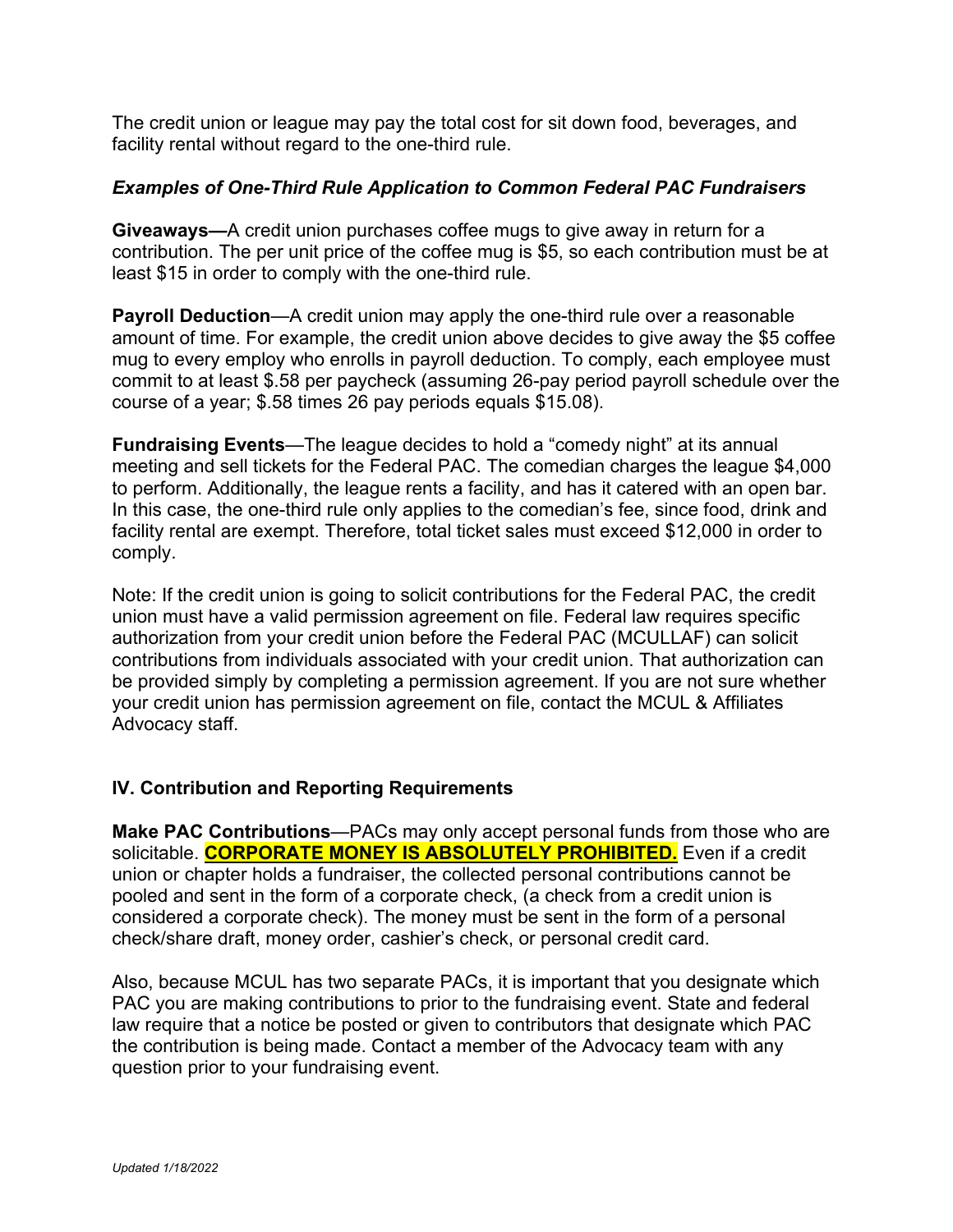The credit union or league may pay the total cost for sit down food, beverages, and facility rental without regard to the one-third rule.

***Examples of One-Third Rule Application to Common Federal PAC Fundraisers***

**Giveaways—**A credit union purchases coffee mugs to give away in return for a contribution. The per unit price of the coffee mug is $5, so each contribution must be at least $15 in order to comply with the one-third rule.

**Payroll Deduction**—A credit union may apply the one-third rule over a reasonable amount of time. For example, the credit union above decides to give away the $5 coffee mug to every employ who enrolls in payroll deduction. To comply, each employee must commit to at least $.58 per paycheck (assuming 26-pay period payroll schedule over the course of a year; $.58 times 26 pay periods equals $15.08).

**Fundraising Events**—The league decides to hold a "comedy night" at its annual meeting and sell tickets for the Federal PAC. The comedian charges the league $4,000 to perform. Additionally, the league rents a facility, and has it catered with an open bar. In this case, the one-third rule only applies to the comedian's fee, since food, drink and facility rental are exempt. Therefore, total ticket sales must exceed $12,000 in order to comply.

Note: If the credit union is going to solicit contributions for the Federal PAC, the credit union must have a valid permission agreement on file. Federal law requires specific authorization from your credit union before the Federal PAC (MCULLAF) can solicit contributions from individuals associated with your credit union. That authorization can be provided simply by completing a permission agreement. If you are not sure whether your credit union has permission agreement on file, contact the MCUL & Affiliates Advocacy staff.

### IV. Contribution and Reporting Requirements

**Make PAC Contributions**—PACs may only accept personal funds from those who are solicitable. **CORPORATE MONEY IS ABSOLUTELY PROHIBITED.** Even if a credit union or chapter holds a fundraiser, the collected personal contributions cannot be pooled and sent in the form of a corporate check, (a check from a credit union is considered a corporate check). The money must be sent in the form of a personal check/share draft, money order, cashier's check, or personal credit card.

Also, because MCUL has two separate PACs, it is important that you designate which PAC you are making contributions to prior to the fundraising event. State and federal law require that a notice be posted or given to contributors that designate which PAC the contribution is being made. Contact a member of the Advocacy team with any question prior to your fundraising event.

*Updated 1/18/2022*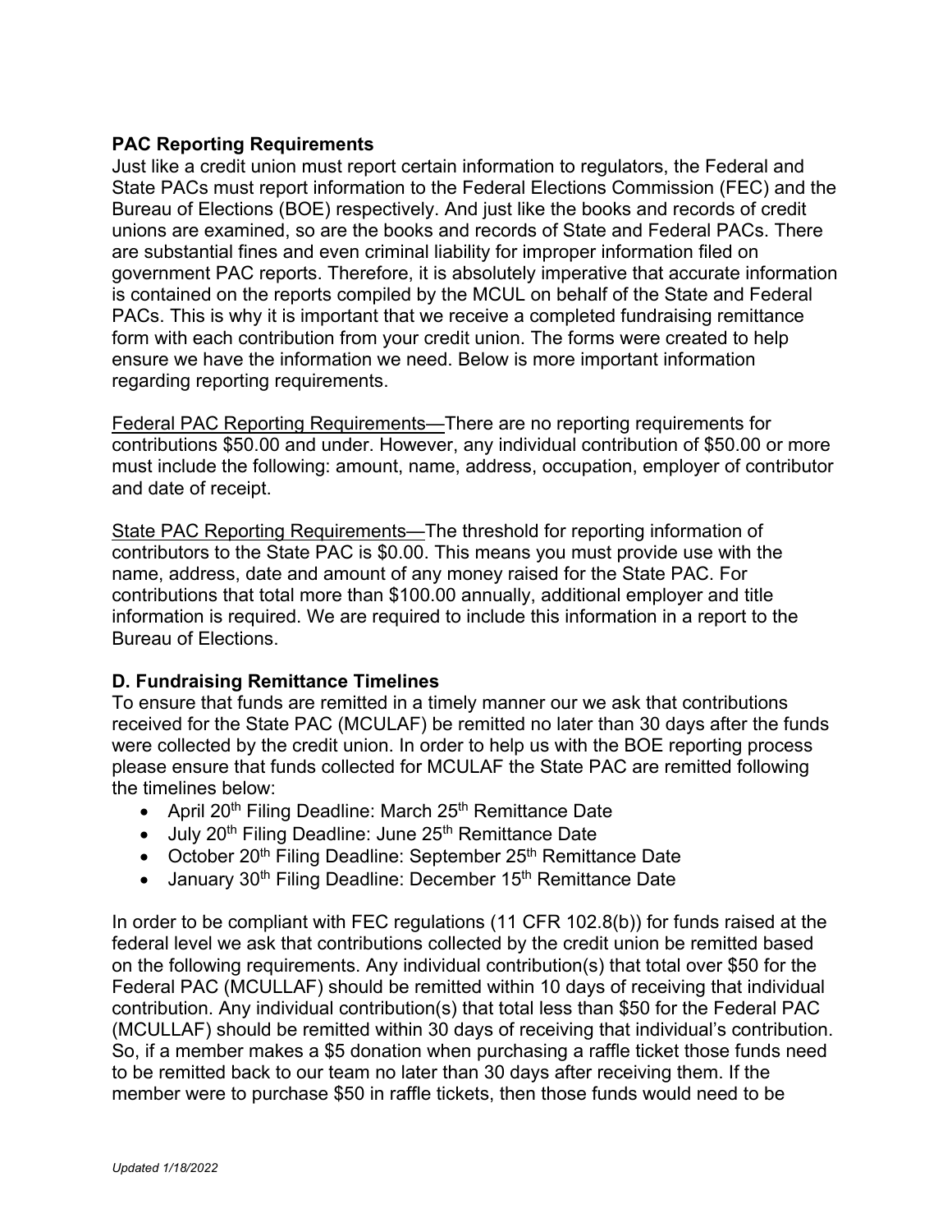**PAC Reporting Requirements**

Just like a credit union must report certain information to regulators, the Federal and State PACs must report information to the Federal Elections Commission (FEC) and the Bureau of Elections (BOE) respectively. And just like the books and records of credit unions are examined, so are the books and records of State and Federal PACs. There are substantial fines and even criminal liability for improper information filed on government PAC reports. Therefore, it is absolutely imperative that accurate information is contained on the reports compiled by the MCUL on behalf of the State and Federal PACs. This is why it is important that we receive a completed fundraising remittance form with each contribution from your credit union. The forms were created to help ensure we have the information we need. Below is more important information regarding reporting requirements.

Federal PAC Reporting Requirements—There are no reporting requirements for contributions $50.00 and under. However, any individual contribution of $50.00 or more must include the following: amount, name, address, occupation, employer of contributor and date of receipt.

State PAC Reporting Requirements—The threshold for reporting information of contributors to the State PAC is $0.00. This means you must provide use with the name, address, date and amount of any money raised for the State PAC. For contributions that total more than $100.00 annually, additional employer and title information is required. We are required to include this information in a report to the Bureau of Elections.

**D. Fundraising Remittance Timelines**

To ensure that funds are remitted in a timely manner our we ask that contributions received for the State PAC (MCULAF) be remitted no later than 30 days after the funds were collected by the credit union. In order to help us with the BOE reporting process please ensure that funds collected for MCULAF the State PAC are remitted following the timelines below:

- April 20th Filing Deadline: March 25th Remittance Date
- July 20th Filing Deadline: June 25th Remittance Date
- October 20th Filing Deadline: September 25th Remittance Date
- January 30th Filing Deadline: December 15th Remittance Date

In order to be compliant with FEC regulations (11 CFR 102.8(b)) for funds raised at the federal level we ask that contributions collected by the credit union be remitted based on the following requirements. Any individual contribution(s) that total over $50 for the Federal PAC (MCULLAF) should be remitted within 10 days of receiving that individual contribution. Any individual contribution(s) that total less than $50 for the Federal PAC (MCULLAF) should be remitted within 30 days of receiving that individual's contribution. So, if a member makes a $5 donation when purchasing a raffle ticket those funds need to be remitted back to our team no later than 30 days after receiving them. If the member were to purchase $50 in raffle tickets, then those funds would need to be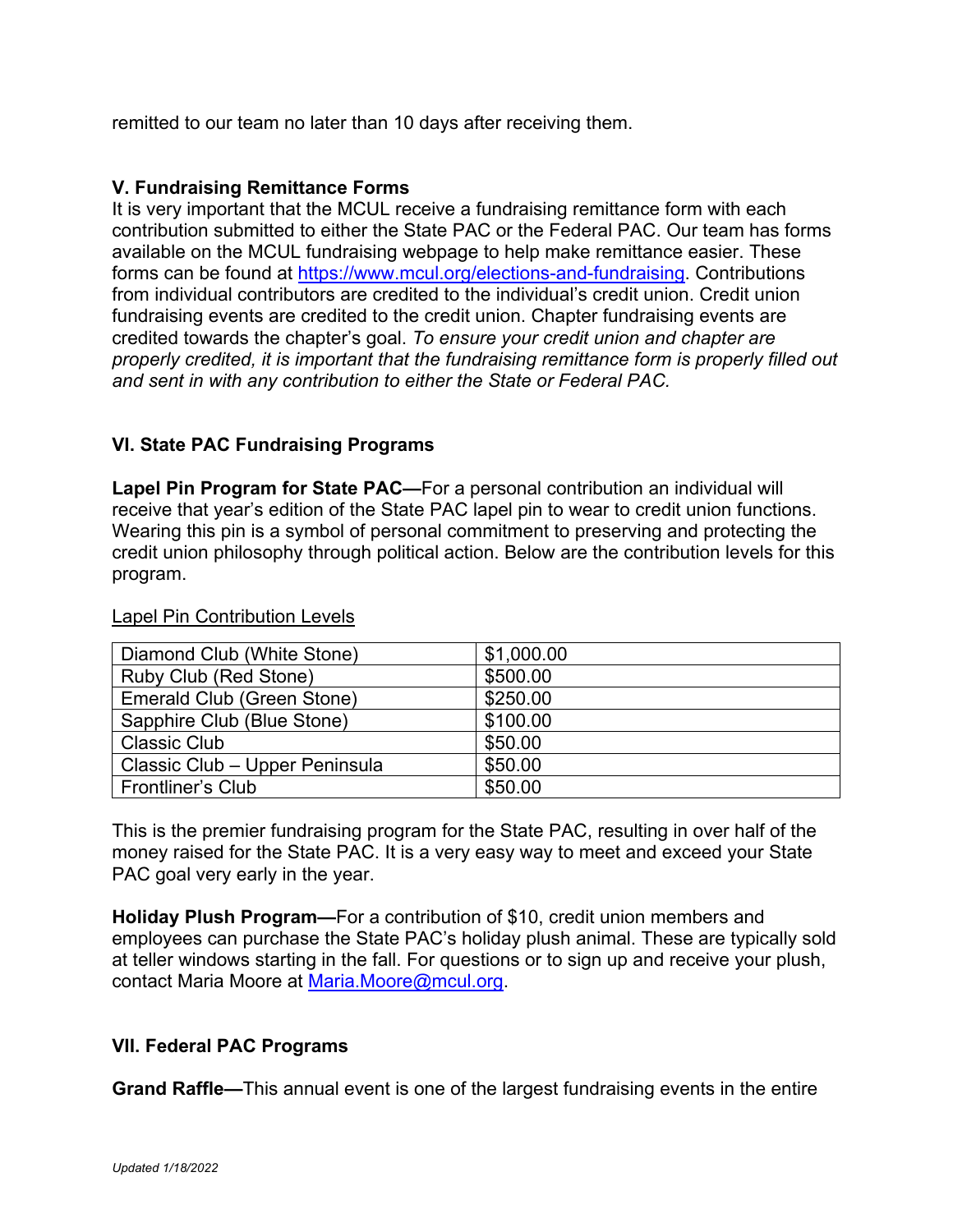remitted to our team no later than 10 days after receiving them.

### V. Fundraising Remittance Forms

It is very important that the MCUL receive a fundraising remittance form with each contribution submitted to either the State PAC or the Federal PAC. Our team has forms available on the MCUL fundraising webpage to help make remittance easier. These forms can be found at [https://www.mcul.org/elections-and-fundraising](https://www.mcul.org/elections-and-fundraising). Contributions from individual contributors are credited to the individual's credit union. Credit union fundraising events are credited to the credit union. Chapter fundraising events are credited towards the chapter's goal. *To ensure your credit union and chapter are properly credited, it is important that the fundraising remittance form is properly filled out and sent in with any contribution to either the State or Federal PAC.*

### VI. State PAC Fundraising Programs

**Lapel Pin Program for State PAC—**For a personal contribution an individual will receive that year's edition of the State PAC lapel pin to wear to credit union functions. Wearing this pin is a symbol of personal commitment to preserving and protecting the credit union philosophy through political action. Below are the contribution levels for this program.

Lapel Pin Contribution Levels

| Club | Amount |
|---|---|
| Diamond Club (White Stone) | $1,000.00 |
| Ruby Club (Red Stone) | $500.00 |
| Emerald Club (Green Stone) | $250.00 |
| Sapphire Club (Blue Stone) | $100.00 |
| Classic Club | $50.00 |
| Classic Club – Upper Peninsula | $50.00 |
| Frontliner's Club | $50.00 |

This is the premier fundraising program for the State PAC, resulting in over half of the money raised for the State PAC. It is a very easy way to meet and exceed your State PAC goal very early in the year.

**Holiday Plush Program—**For a contribution of $10, credit union members and employees can purchase the State PAC's holiday plush animal. These are typically sold at teller windows starting in the fall. For questions or to sign up and receive your plush, contact Maria Moore at [Maria.Moore@mcul.org](mailto:Maria.Moore@mcul.org).

### VII. Federal PAC Programs

**Grand Raffle—**This annual event is one of the largest fundraising events in the entire

*Updated 1/18/2022*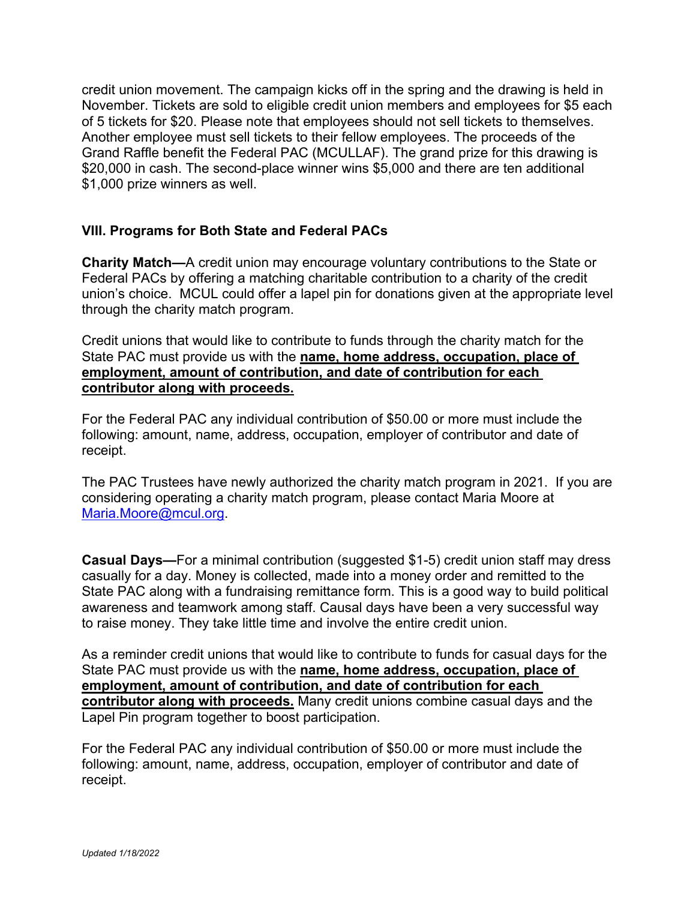credit union movement. The campaign kicks off in the spring and the drawing is held in November. Tickets are sold to eligible credit union members and employees for $5 each of 5 tickets for $20. Please note that employees should not sell tickets to themselves. Another employee must sell tickets to their fellow employees. The proceeds of the Grand Raffle benefit the Federal PAC (MCULLAF). The grand prize for this drawing is $20,000 in cash. The second-place winner wins $5,000 and there are ten additional $1,000 prize winners as well.

## VIII. Programs for Both State and Federal PACs

**Charity Match—**A credit union may encourage voluntary contributions to the State or Federal PACs by offering a matching charitable contribution to a charity of the credit union's choice. MCUL could offer a lapel pin for donations given at the appropriate level through the charity match program.

Credit unions that would like to contribute to funds through the charity match for the State PAC must provide us with the **name, home address, occupation, place of employment, amount of contribution, and date of contribution for each contributor along with proceeds.**

For the Federal PAC any individual contribution of $50.00 or more must include the following: amount, name, address, occupation, employer of contributor and date of receipt.

The PAC Trustees have newly authorized the charity match program in 2021. If you are considering operating a charity match program, please contact Maria Moore at Maria.Moore@mcul.org.

**Casual Days—**For a minimal contribution (suggested $1-5) credit union staff may dress casually for a day. Money is collected, made into a money order and remitted to the State PAC along with a fundraising remittance form. This is a good way to build political awareness and teamwork among staff. Causal days have been a very successful way to raise money. They take little time and involve the entire credit union.

As a reminder credit unions that would like to contribute to funds for casual days for the State PAC must provide us with the **name, home address, occupation, place of employment, amount of contribution, and date of contribution for each contributor along with proceeds.** Many credit unions combine casual days and the Lapel Pin program together to boost participation.

For the Federal PAC any individual contribution of $50.00 or more must include the following: amount, name, address, occupation, employer of contributor and date of receipt.

*Updated 1/18/2022*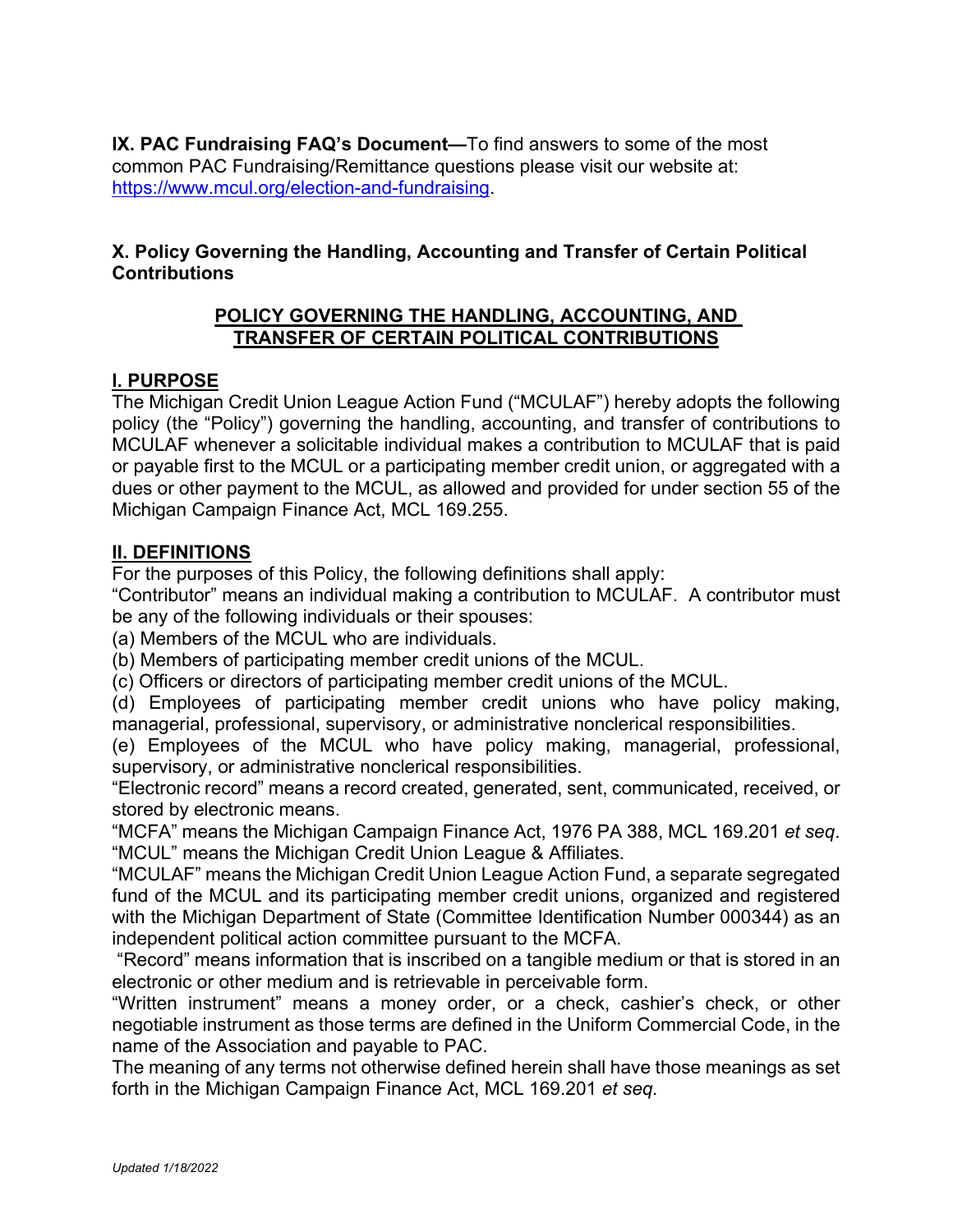**IX. PAC Fundraising FAQ's Document—**To find answers to some of the most common PAC Fundraising/Remittance questions please visit our website at: [https://www.mcul.org/election-and-fundraising](https://www.mcul.org/election-and-fundraising).

## X. Policy Governing the Handling, Accounting and Transfer of Certain Political Contributions

### POLICY GOVERNING THE HANDLING, ACCOUNTING, AND TRANSFER OF CERTAIN POLITICAL CONTRIBUTIONS

### I. PURPOSE

The Michigan Credit Union League Action Fund ("MCULAF") hereby adopts the following policy (the "Policy") governing the handling, accounting, and transfer of contributions to MCULAF whenever a solicitable individual makes a contribution to MCULAF that is paid or payable first to the MCUL or a participating member credit union, or aggregated with a dues or other payment to the MCUL, as allowed and provided for under section 55 of the Michigan Campaign Finance Act, MCL 169.255.

### II. DEFINITIONS

For the purposes of this Policy, the following definitions shall apply:

"Contributor" means an individual making a contribution to MCULAF. A contributor must be any of the following individuals or their spouses:

(a) Members of the MCUL who are individuals.
(b) Members of participating member credit unions of the MCUL.
(c) Officers or directors of participating member credit unions of the MCUL.
(d) Employees of participating member credit unions who have policy making, managerial, professional, supervisory, or administrative nonclerical responsibilities.
(e) Employees of the MCUL who have policy making, managerial, professional, supervisory, or administrative nonclerical responsibilities.

"Electronic record" means a record created, generated, sent, communicated, received, or stored by electronic means.

"MCFA" means the Michigan Campaign Finance Act, 1976 PA 388, MCL 169.201 *et seq*.

"MCUL" means the Michigan Credit Union League & Affiliates.

"MCULAF" means the Michigan Credit Union League Action Fund, a separate segregated fund of the MCUL and its participating member credit unions, organized and registered with the Michigan Department of State (Committee Identification Number 000344) as an independent political action committee pursuant to the MCFA.

"Record" means information that is inscribed on a tangible medium or that is stored in an electronic or other medium and is retrievable in perceivable form.

"Written instrument" means a money order, or a check, cashier's check, or other negotiable instrument as those terms are defined in the Uniform Commercial Code, in the name of the Association and payable to PAC.

The meaning of any terms not otherwise defined herein shall have those meanings as set forth in the Michigan Campaign Finance Act, MCL 169.201 *et seq.*

*Updated 1/18/2022*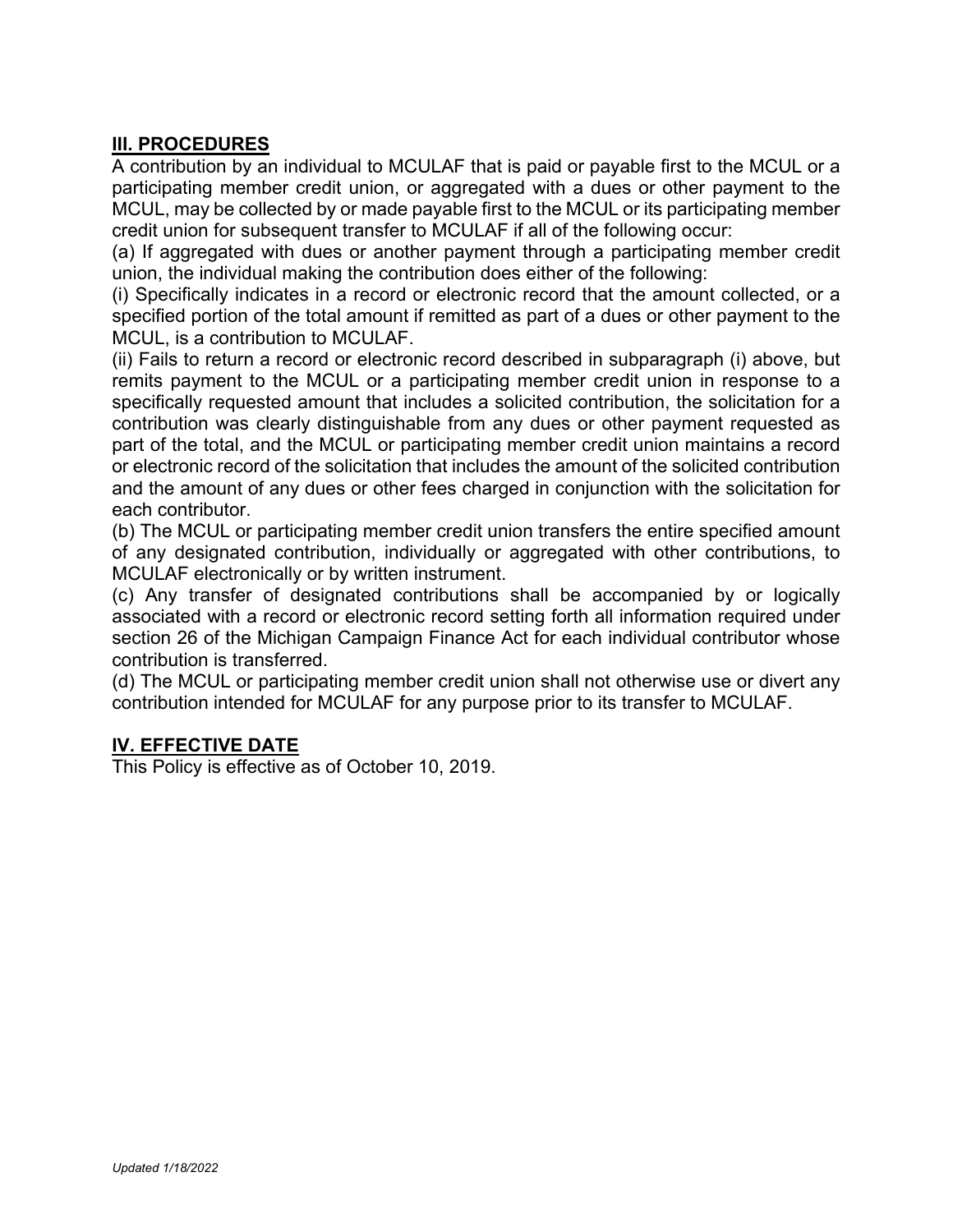## III. PROCEDURES

A contribution by an individual to MCULAF that is paid or payable first to the MCUL or a participating member credit union, or aggregated with a dues or other payment to the MCUL, may be collected by or made payable first to the MCUL or its participating member credit union for subsequent transfer to MCULAF if all of the following occur:

(a) If aggregated with dues or another payment through a participating member credit union, the individual making the contribution does either of the following:

(i) Specifically indicates in a record or electronic record that the amount collected, or a specified portion of the total amount if remitted as part of a dues or other payment to the MCUL, is a contribution to MCULAF.

(ii) Fails to return a record or electronic record described in subparagraph (i) above, but remits payment to the MCUL or a participating member credit union in response to a specifically requested amount that includes a solicited contribution, the solicitation for a contribution was clearly distinguishable from any dues or other payment requested as part of the total, and the MCUL or participating member credit union maintains a record or electronic record of the solicitation that includes the amount of the solicited contribution and the amount of any dues or other fees charged in conjunction with the solicitation for each contributor.

(b) The MCUL or participating member credit union transfers the entire specified amount of any designated contribution, individually or aggregated with other contributions, to MCULAF electronically or by written instrument.

(c) Any transfer of designated contributions shall be accompanied by or logically associated with a record or electronic record setting forth all information required under section 26 of the Michigan Campaign Finance Act for each individual contributor whose contribution is transferred.

(d) The MCUL or participating member credit union shall not otherwise use or divert any contribution intended for MCULAF for any purpose prior to its transfer to MCULAF.

## IV. EFFECTIVE DATE

This Policy is effective as of October 10, 2019.

*Updated 1/18/2022*